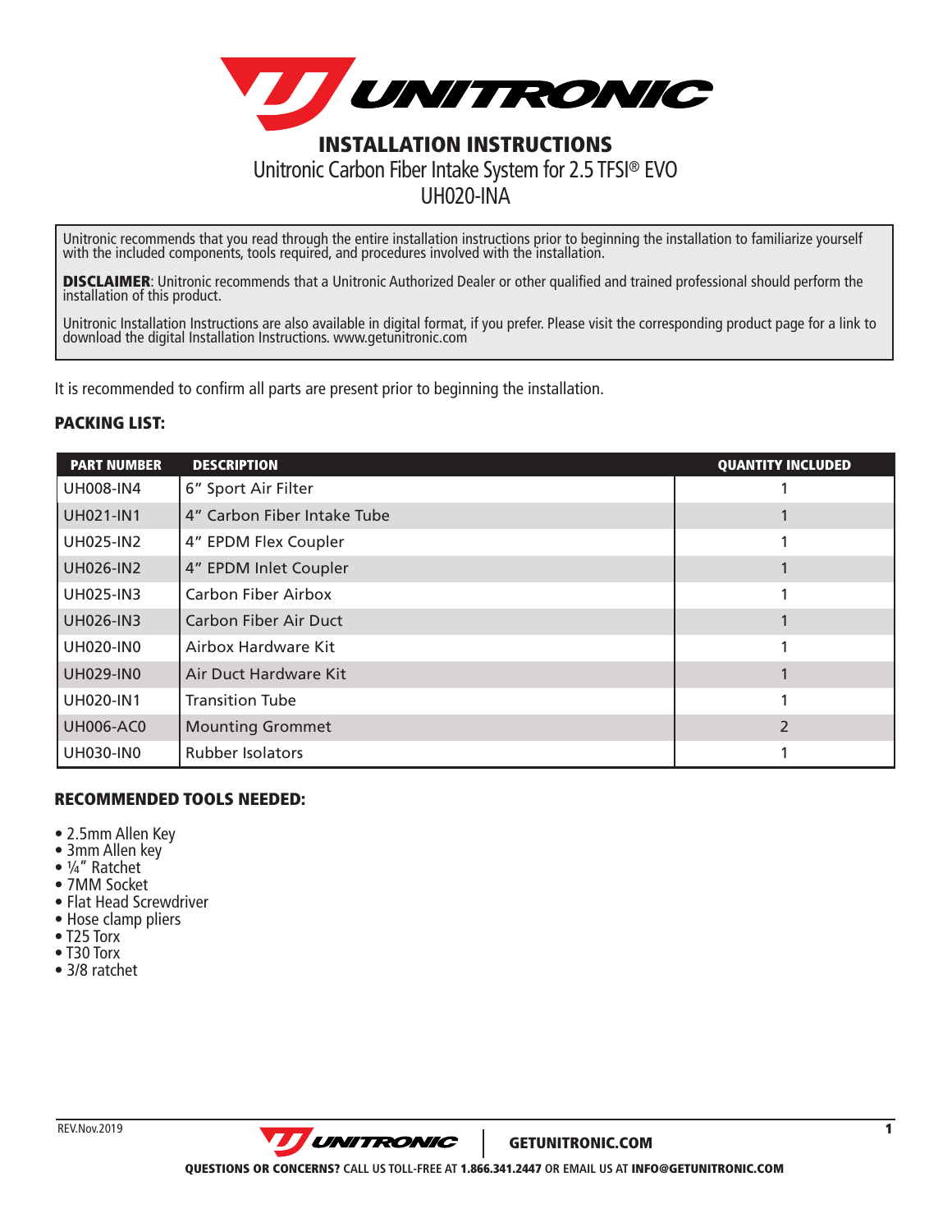# INSTALLATION INSTRUCTIONS

## Unitronic Carbon Fiber Intake System for 2.5 TFSI® EVO

## UH020-INA

Unitronic recommends that you read through the entire installation instructions prior to beginning the installation to familiarize yourself with the included components, tools required, and procedures involved with the installation.

**DISCLAIMER**: Unitronic recommends that a Unitronic Authorized Dealer or other qualified and trained professional should perform the installation of this product.

Unitronic Installation Instructions are also available in digital format, if you prefer. Please visit the corresponding product page for a link to download the digital Installation Instructions. www.getunitronic.com

It is recommended to confirm all parts are present prior to beginning the installation.

### PACKING LIST:

| PART NUMBER | DESCRIPTION | QUANTITY INCLUDED |
| --- | --- | --- |
| UH008-IN4 | 6" Sport Air Filter | 1 |
| UH021-IN1 | 4" Carbon Fiber Intake Tube | 1 |
| UH025-IN2 | 4" EPDM Flex Coupler | 1 |
| UH026-IN2 | 4" EPDM Inlet Coupler | 1 |
| UH025-IN3 | Carbon Fiber Airbox | 1 |
| UH026-IN3 | Carbon Fiber Air Duct | 1 |
| UH020-IN0 | Airbox Hardware Kit | 1 |
| UH029-IN0 | Air Duct Hardware Kit | 1 |
| UH020-IN1 | Transition Tube | 1 |
| UH006-AC0 | Mounting Grommet | 2 |
| UH030-IN0 | Rubber Isolators | 1 |

### RECOMMENDED TOOLS NEEDED:

- 2.5mm Allen Key
- 3mm Allen key
- ¼" Ratchet
- 7MM Socket
- Flat Head Screwdriver
- Hose clamp pliers
- T25 Torx
- T30 Torx
- 3/8 ratchet

REV.Nov.2019

GETUNITRONIC.COM

**QUESTIONS OR CONCERNS?** CALL US TOLL-FREE AT **1.866.341.2447** OR EMAIL US AT **INFO@GETUNITRONIC.COM**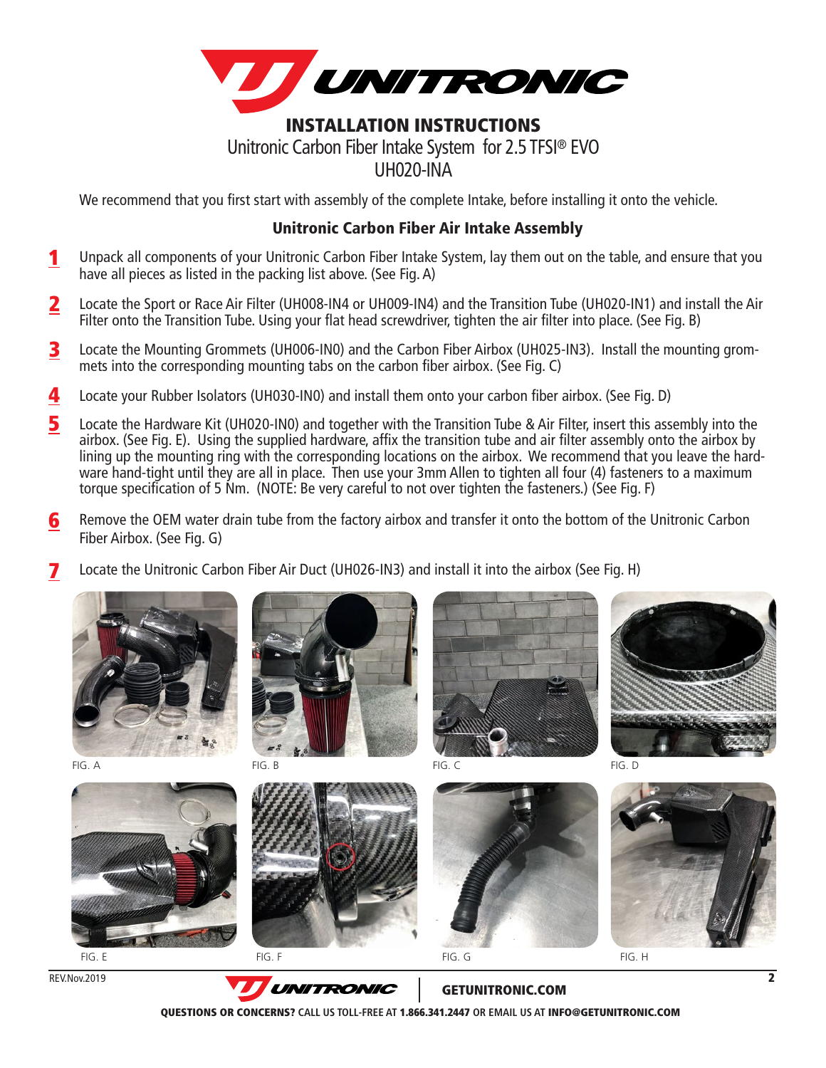# INSTALLATION INSTRUCTIONS

Unitronic Carbon Fiber Intake System for 2.5 TFSI® EVO

UH020-INA

We recommend that you first start with assembly of the complete Intake, before installing it onto the vehicle.

## Unitronic Carbon Fiber Air Intake Assembly

1. Unpack all components of your Unitronic Carbon Fiber Intake System, lay them out on the table, and ensure that you have all pieces as listed in the packing list above. (See Fig. A)
2. Locate the Sport or Race Air Filter (UH008-IN4 or UH009-IN4) and the Transition Tube (UH020-IN1) and install the Air Filter onto the Transition Tube. Using your flat head screwdriver, tighten the air filter into place. (See Fig. B)
3. Locate the Mounting Grommets (UH006-IN0) and the Carbon Fiber Airbox (UH025-IN3). Install the mounting grommets into the corresponding mounting tabs on the carbon fiber airbox. (See Fig. C)
4. Locate your Rubber Isolators (UH030-IN0) and install them onto your carbon fiber airbox. (See Fig. D)
5. Locate the Hardware Kit (UH020-IN0) and together with the Transition Tube & Air Filter, insert this assembly into the airbox. (See Fig. E). Using the supplied hardware, affix the transition tube and air filter assembly onto the airbox by lining up the mounting ring with the corresponding locations on the airbox. We recommend that you leave the hardware hand-tight until they are all in place. Then use your 3mm Allen to tighten all four (4) fasteners to a maximum torque specification of 5 Nm. (NOTE: Be very careful to not over tighten the fasteners.) (See Fig. F)
6. Remove the OEM water drain tube from the factory airbox and transfer it onto the bottom of the Unitronic Carbon Fiber Airbox. (See Fig. G)
7. Locate the Unitronic Carbon Fiber Air Duct (UH026-IN3) and install it into the airbox (See Fig. H)

FIG. A

FIG. B

FIG. C

FIG. D

FIG. E

FIG. F

FIG. G

FIG. H

REV.Nov.2019

GETUNITRONIC.COM

**QUESTIONS OR CONCERNS?** CALL US TOLL-FREE AT **1.866.341.2447** OR EMAIL US AT **INFO@GETUNITRONIC.COM**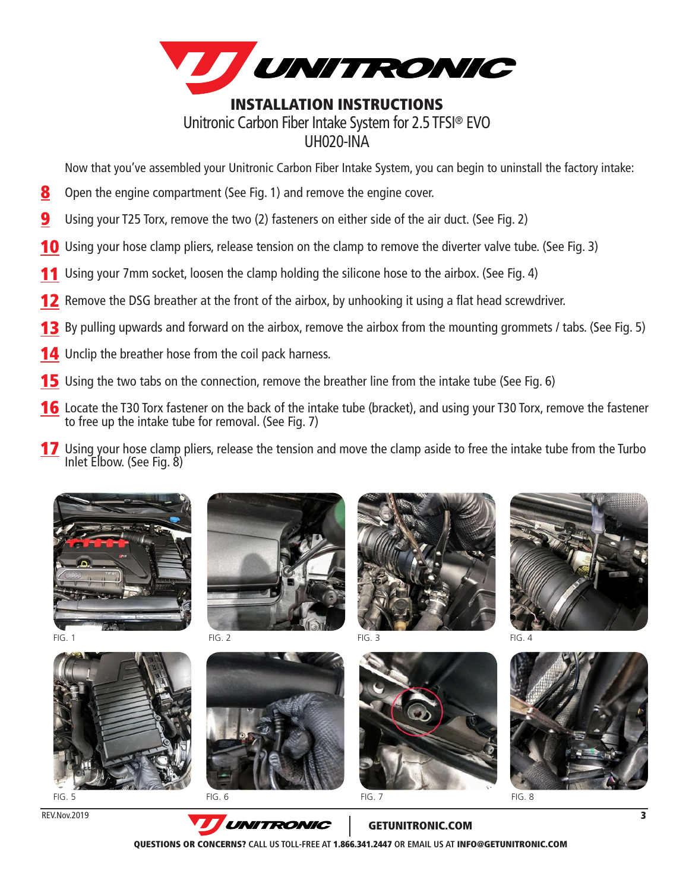# INSTALLATION INSTRUCTIONS

Unitronic Carbon Fiber Intake System for 2.5 TFSI® EVO
UH020-INA

Now that you've assembled your Unitronic Carbon Fiber Intake System, you can begin to uninstall the factory intake:

8. Open the engine compartment (See Fig. 1) and remove the engine cover.
9. Using your T25 Torx, remove the two (2) fasteners on either side of the air duct. (See Fig. 2)
10. Using your hose clamp pliers, release tension on the clamp to remove the diverter valve tube. (See Fig. 3)
11. Using your 7mm socket, loosen the clamp holding the silicone hose to the airbox. (See Fig. 4)
12. Remove the DSG breather at the front of the airbox, by unhooking it using a flat head screwdriver.
13. By pulling upwards and forward on the airbox, remove the airbox from the mounting grommets / tabs. (See Fig. 5)
14. Unclip the breather hose from the coil pack harness.
15. Using the two tabs on the connection, remove the breather line from the intake tube (See Fig. 6)
16. Locate the T30 Torx fastener on the back of the intake tube (bracket), and using your T30 Torx, remove the fastener to free up the intake tube for removal. (See Fig. 7)
17. Using your hose clamp pliers, release the tension and move the clamp aside to free the intake tube from the Turbo Inlet Elbow. (See Fig. 8)

FIG. 1

FIG. 2

FIG. 3

FIG. 4

FIG. 5

FIG. 6

FIG. 7

FIG. 8

REV.Nov.2019

GETUNITRONIC.COM

**QUESTIONS OR CONCERNS?** CALL US TOLL-FREE AT **1.866.341.2447** OR EMAIL US AT **INFO@GETUNITRONIC.COM**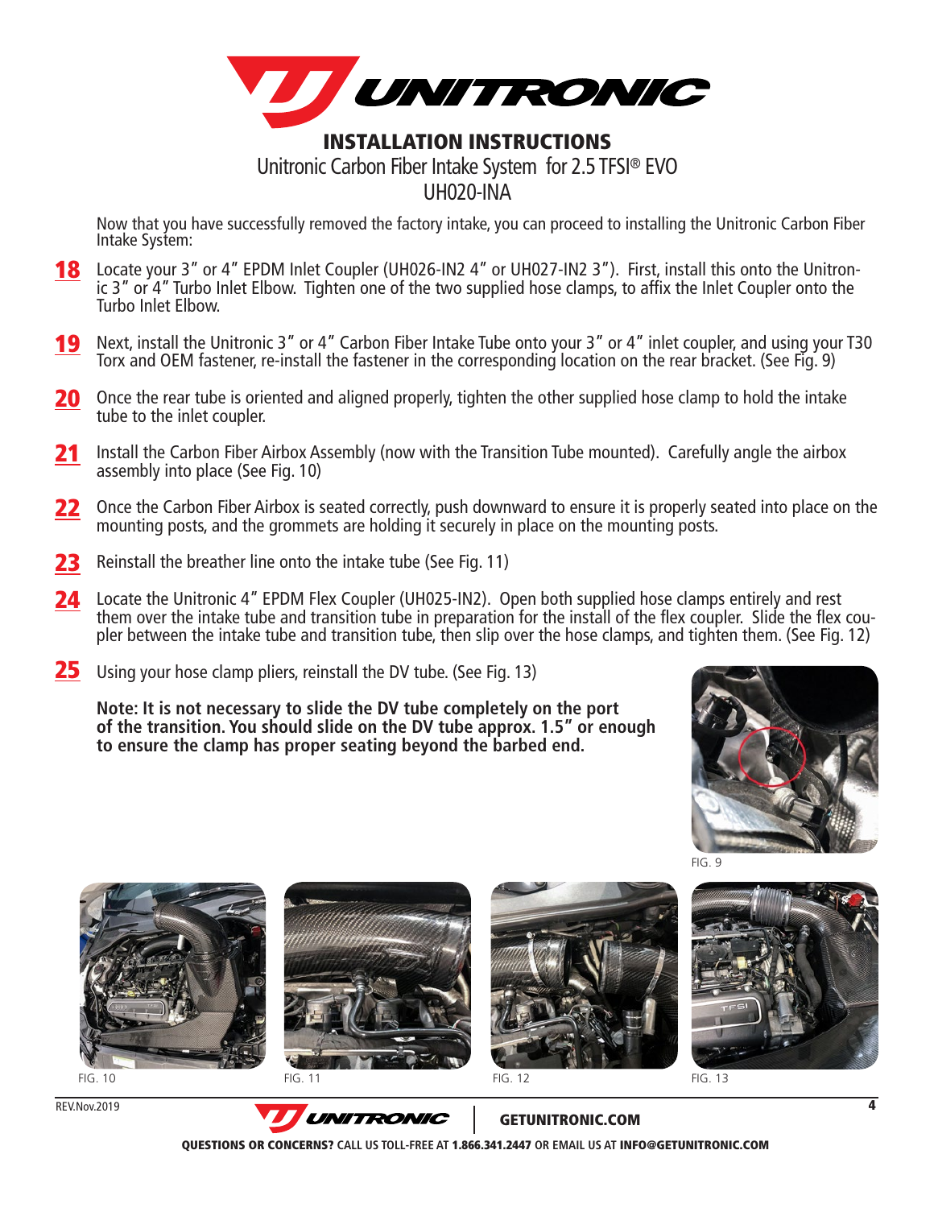# INSTALLATION INSTRUCTIONS

Unitronic Carbon Fiber Intake System for 2.5 TFSI® EVO

UH020-INA

Now that you have successfully removed the factory intake, you can proceed to installing the Unitronic Carbon Fiber Intake System:

**18** Locate your 3" or 4" EPDM Inlet Coupler (UH026-IN2 4" or UH027-IN2 3"). First, install this onto the Unitronic 3" or 4" Turbo Inlet Elbow. Tighten one of the two supplied hose clamps, to affix the Inlet Coupler onto the Turbo Inlet Elbow.

**19** Next, install the Unitronic 3" or 4" Carbon Fiber Intake Tube onto your 3" or 4" inlet coupler, and using your T30 Torx and OEM fastener, re-install the fastener in the corresponding location on the rear bracket. (See Fig. 9)

**20** Once the rear tube is oriented and aligned properly, tighten the other supplied hose clamp to hold the intake tube to the inlet coupler.

**21** Install the Carbon Fiber Airbox Assembly (now with the Transition Tube mounted). Carefully angle the airbox assembly into place (See Fig. 10)

**22** Once the Carbon Fiber Airbox is seated correctly, push downward to ensure it is properly seated into place on the mounting posts, and the grommets are holding it securely in place on the mounting posts.

**23** Reinstall the breather line onto the intake tube (See Fig. 11)

**24** Locate the Unitronic 4" EPDM Flex Coupler (UH025-IN2). Open both supplied hose clamps entirely and rest them over the intake tube and transition tube in preparation for the install of the flex coupler. Slide the flex coupler between the intake tube and transition tube, then slip over the hose clamps, and tighten them. (See Fig. 12)

**25** Using your hose clamp pliers, reinstall the DV tube. (See Fig. 13)

**Note: It is not necessary to slide the DV tube completely on the port of the transition. You should slide on the DV tube approx. 1.5" or enough to ensure the clamp has proper seating beyond the barbed end.**

FIG. 9

FIG. 10

FIG. 11

FIG. 12

FIG. 13

REV.Nov.2019

GETUNITRONIC.COM

**QUESTIONS OR CONCERNS?** CALL US TOLL-FREE AT **1.866.341.2447** OR EMAIL US AT **INFO@GETUNITRONIC.COM**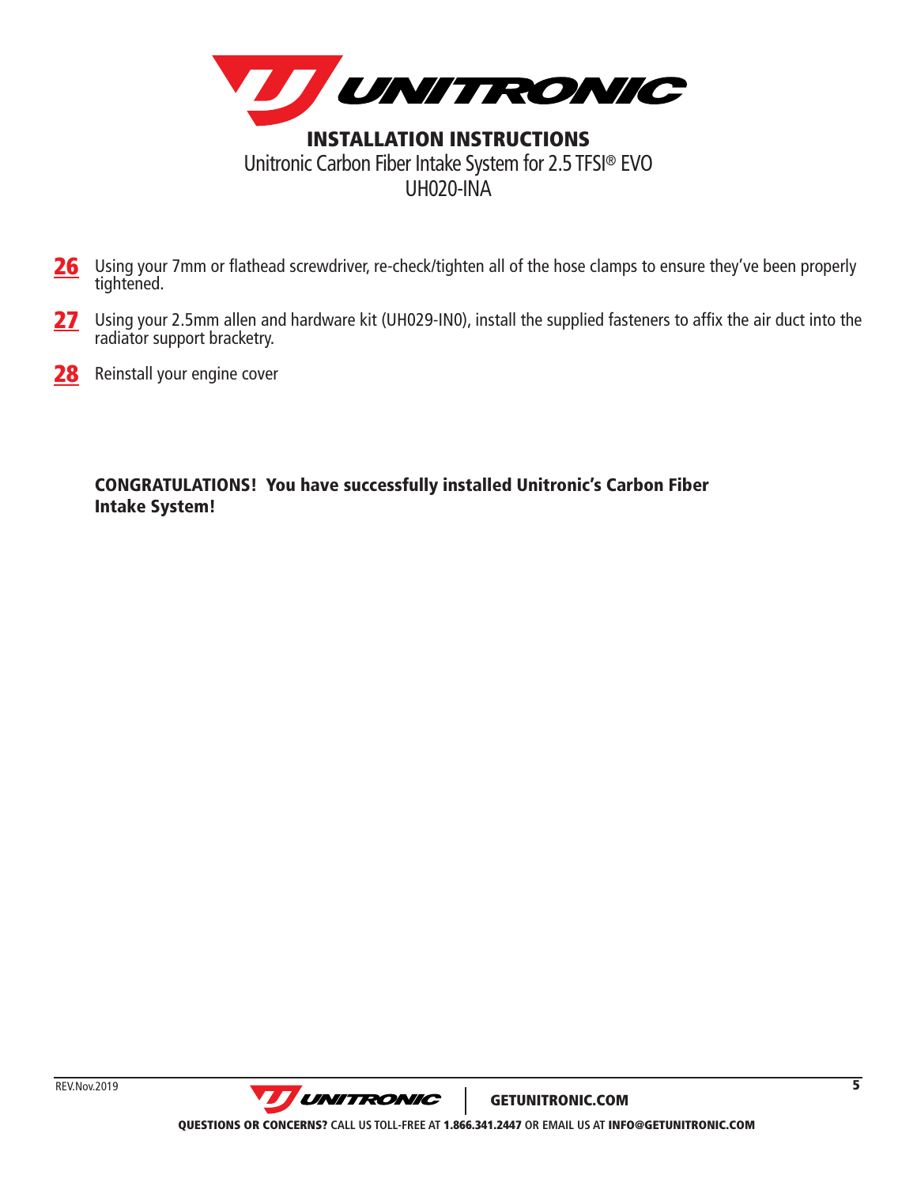# INSTALLATION INSTRUCTIONS

Unitronic Carbon Fiber Intake System for 2.5 TFSI® EVO

UH020-INA

**26** Using your 7mm or flathead screwdriver, re-check/tighten all of the hose clamps to ensure they've been properly tightened.

**27** Using your 2.5mm allen and hardware kit (UH029-IN0), install the supplied fasteners to affix the air duct into the radiator support bracketry.

**28** Reinstall your engine cover

**CONGRATULATIONS! You have successfully installed Unitronic's Carbon Fiber Intake System!**

REV.Nov.2019

GETUNITRONIC.COM

**QUESTIONS OR CONCERNS?** CALL US TOLL-FREE AT **1.866.341.2447** OR EMAIL US AT **INFO@GETUNITRONIC.COM**